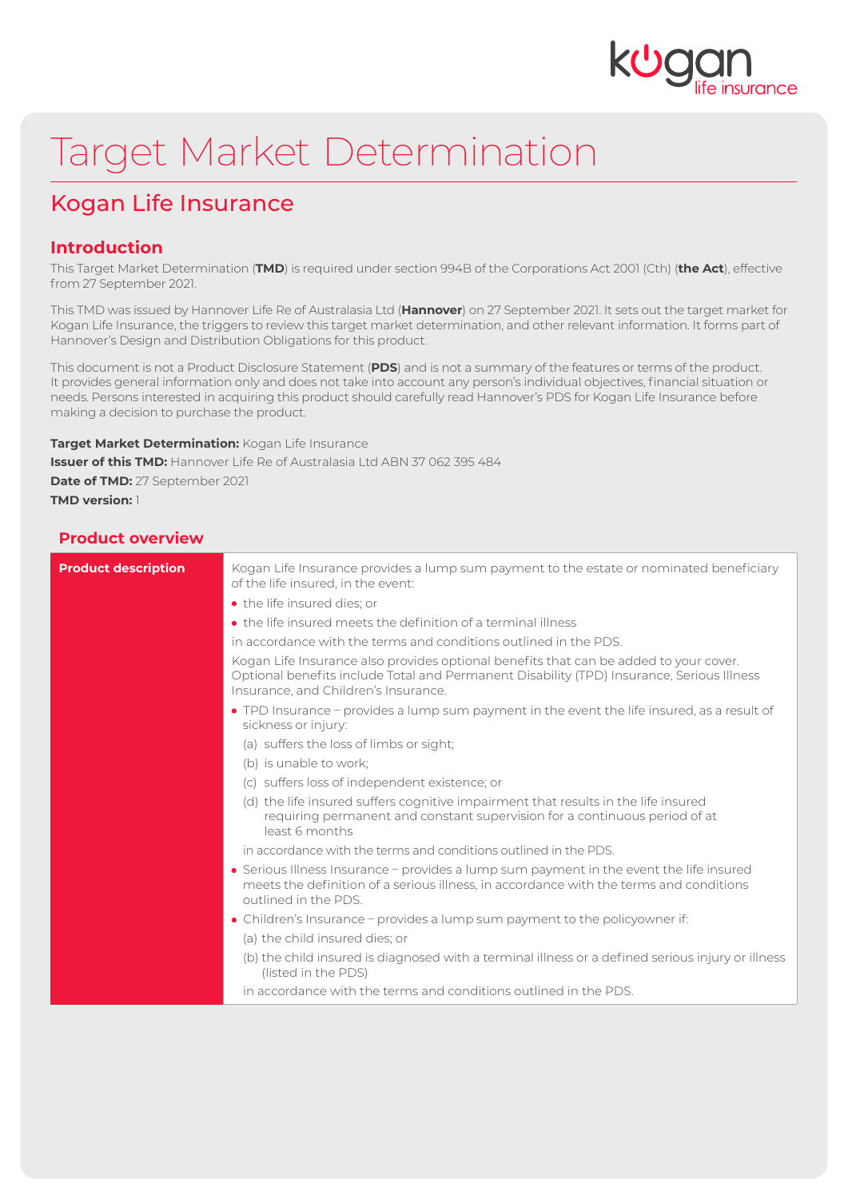# Target Market Determination

## Kogan Life Insurance

### Introduction

This Target Market Determination (**TMD**) is required under section 994B of the Corporations Act 2001 (Cth) (**the Act**), effective from 27 September 2021.

This TMD was issued by Hannover Life Re of Australasia Ltd (**Hannover**) on 27 September 2021. It sets out the target market for Kogan Life Insurance, the triggers to review this target market determination, and other relevant information. It forms part of Hannover's Design and Distribution Obligations for this product.

This document is not a Product Disclosure Statement (**PDS**) and is not a summary of the features or terms of the product. It provides general information only and does not take into account any person's individual objectives, financial situation or needs. Persons interested in acquiring this product should carefully read Hannover's PDS for Kogan Life Insurance before making a decision to purchase the product.

**Target Market Determination:** Kogan Life Insurance
**Issuer of this TMD:** Hannover Life Re of Australasia Ltd ABN 37 062 395 484
**Date of TMD:** 27 September 2021
**TMD version:** 1

### Product overview

| | |
|---|---|
| **Product description** | Kogan Life Insurance provides a lump sum payment to the estate or nominated beneficiary of the life insured, in the event:<br>• the life insured dies; or<br>• the life insured meets the definition of a terminal illness<br>in accordance with the terms and conditions outlined in the PDS.<br>Kogan Life Insurance also provides optional benefits that can be added to your cover. Optional benefits include Total and Permanent Disability (TPD) Insurance, Serious Illness Insurance, and Children's Insurance.<br>• TPD Insurance – provides a lump sum payment in the event the life insured, as a result of sickness or injury:<br>(a) suffers the loss of limbs or sight;<br>(b) is unable to work;<br>(c) suffers loss of independent existence; or<br>(d) the life insured suffers cognitive impairment that results in the life insured requiring permanent and constant supervision for a continuous period of at least 6 months<br>in accordance with the terms and conditions outlined in the PDS.<br>• Serious Illness Insurance – provides a lump sum payment in the event the life insured meets the definition of a serious illness, in accordance with the terms and conditions outlined in the PDS.<br>• Children's Insurance – provides a lump sum payment to the policyowner if:<br>(a) the child insured dies; or<br>(b) the child insured is diagnosed with a terminal illness or a defined serious injury or illness (listed in the PDS)<br>in accordance with the terms and conditions outlined in the PDS. |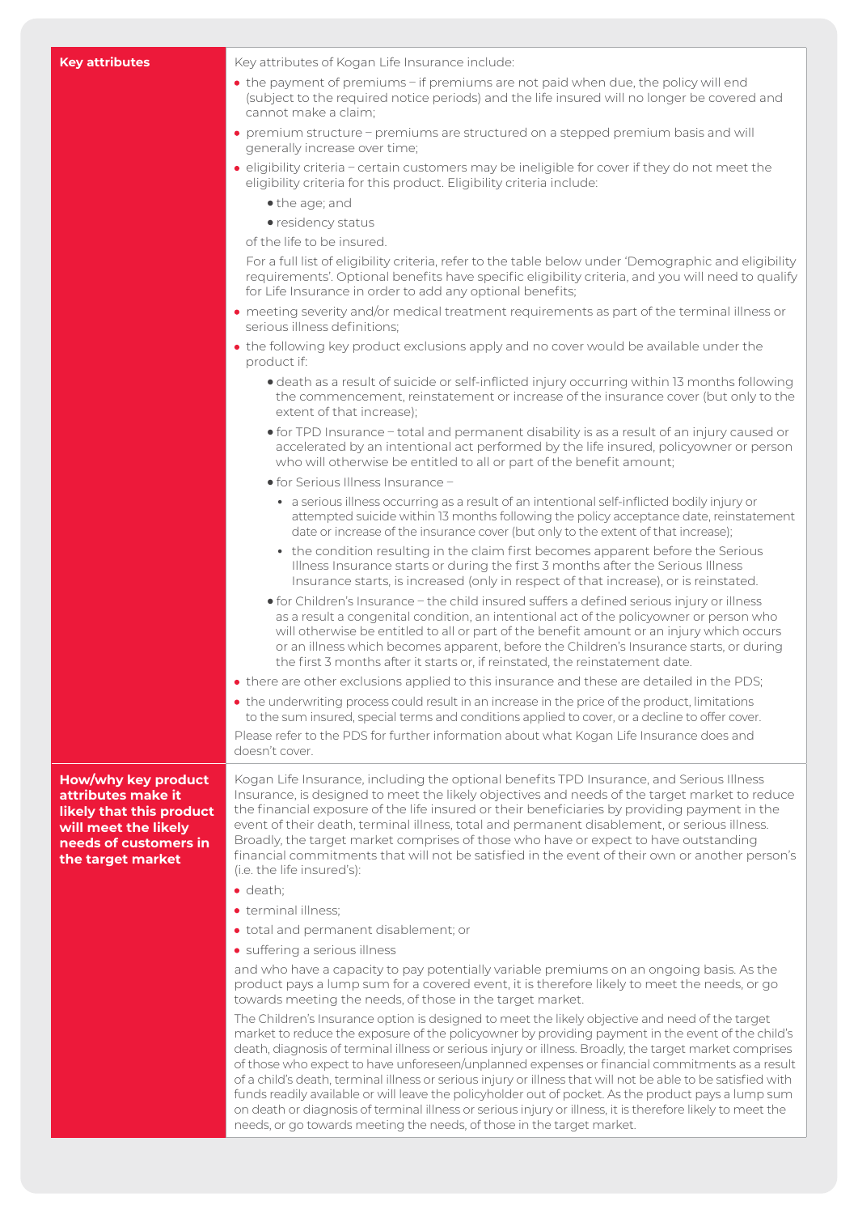| | |
|---|---|
| **Key attributes** | Key attributes of Kogan Life Insurance include:<br>• the payment of premiums – if premiums are not paid when due, the policy will end (subject to the required notice periods) and the life insured will no longer be covered and cannot make a claim;<br>• premium structure – premiums are structured on a stepped premium basis and will generally increase over time;<br>• eligibility criteria – certain customers may be ineligible for cover if they do not meet the eligibility criteria for this product. Eligibility criteria include:<br>  • the age; and<br>  • residency status<br>of the life to be insured.<br>For a full list of eligibility criteria, refer to the table below under 'Demographic and eligibility requirements'. Optional benefits have specific eligibility criteria, and you will need to qualify for Life Insurance in order to add any optional benefits;<br>• meeting severity and/or medical treatment requirements as part of the terminal illness or serious illness definitions;<br>• the following key product exclusions apply and no cover would be available under the product if:<br>  • death as a result of suicide or self-inflicted injury occurring within 13 months following the commencement, reinstatement or increase of the insurance cover (but only to the extent of that increase);<br>  • for TPD Insurance – total and permanent disability is as a result of an injury caused or accelerated by an intentional act performed by the life insured, policyowner or person who will otherwise be entitled to all or part of the benefit amount;<br>  • for Serious Illness Insurance –<br>    • a serious illness occurring as a result of an intentional self-inflicted bodily injury or attempted suicide within 13 months following the policy acceptance date, reinstatement date or increase of the insurance cover (but only to the extent of that increase);<br>    • the condition resulting in the claim first becomes apparent before the Serious Illness Insurance starts or during the first 3 months after the Serious Illness Insurance starts, is increased (only in respect of that increase), or is reinstated.<br>  • for Children's Insurance – the child insured suffers a defined serious injury or illness as a result a congenital condition, an intentional act of the policyowner or person who will otherwise be entitled to all or part of the benefit amount or an injury which occurs or an illness which becomes apparent, before the Children's Insurance starts, or during the first 3 months after it starts or, if reinstated, the reinstatement date.<br>• there are other exclusions applied to this insurance and these are detailed in the PDS;<br>• the underwriting process could result in an increase in the price of the product, limitations to the sum insured, special terms and conditions applied to cover, or a decline to offer cover.<br>Please refer to the PDS for further information about what Kogan Life Insurance does and doesn't cover. |
| **How/why key product attributes make it likely that this product will meet the likely needs of customers in the target market** | Kogan Life Insurance, including the optional benefits TPD Insurance, and Serious Illness Insurance, is designed to meet the likely objectives and needs of the target market to reduce the financial exposure of the life insured or their beneficiaries by providing payment in the event of their death, terminal illness, total and permanent disablement, or serious illness. Broadly, the target market comprises of those who have or expect to have outstanding financial commitments that will not be satisfied in the event of their own or another person's (i.e. the life insured's):<br>• death;<br>• terminal illness;<br>• total and permanent disablement; or<br>• suffering a serious illness<br>and who have a capacity to pay potentially variable premiums on an ongoing basis. As the product pays a lump sum for a covered event, it is therefore likely to meet the needs, or go towards meeting the needs, of those in the target market.<br>The Children's Insurance option is designed to meet the likely objective and need of the target market to reduce the exposure of the policyowner by providing payment in the event of the child's death, diagnosis of terminal illness or serious injury or illness. Broadly, the target market comprises of those who expect to have unforeseen/unplanned expenses or financial commitments as a result of a child's death, terminal illness or serious injury or illness that will not be able to be satisfied with funds readily available or will leave the policyholder out of pocket. As the product pays a lump sum on death or diagnosis of terminal illness or serious injury or illness, it is therefore likely to meet the needs, or go towards meeting the needs, of those in the target market. |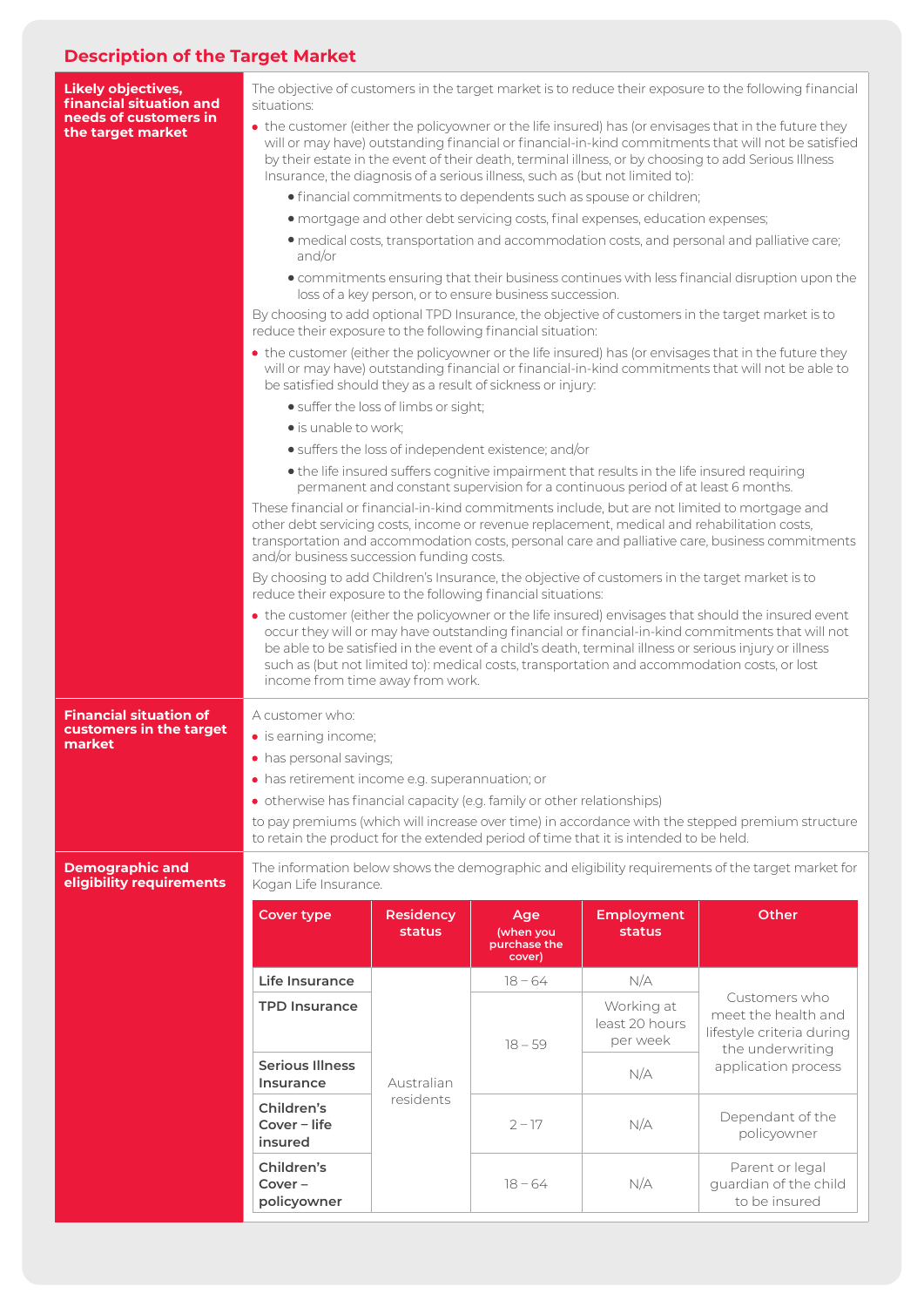## Description of the Target Market

**Likely objectives, financial situation and needs of customers in the target market**

The objective of customers in the target market is to reduce their exposure to the following financial situations:

- the customer (either the policyowner or the life insured) has (or envisages that in the future they will or may have) outstanding financial or financial-in-kind commitments that will not be satisfied by their estate in the event of their death, terminal illness, or by choosing to add Serious Illness Insurance, the diagnosis of a serious illness, such as (but not limited to):
  - financial commitments to dependents such as spouse or children;
  - mortgage and other debt servicing costs, final expenses, education expenses;
  - medical costs, transportation and accommodation costs, and personal and palliative care; and/or
  - commitments ensuring that their business continues with less financial disruption upon the loss of a key person, or to ensure business succession.

By choosing to add optional TPD Insurance, the objective of customers in the target market is to reduce their exposure to the following financial situation:

- the customer (either the policyowner or the life insured) has (or envisages that in the future they will or may have) outstanding financial or financial-in-kind commitments that will not be able to be satisfied should they as a result of sickness or injury:
  - suffer the loss of limbs or sight;
  - is unable to work;
  - suffers the loss of independent existence; and/or
  - the life insured suffers cognitive impairment that results in the life insured requiring permanent and constant supervision for a continuous period of at least 6 months.

These financial or financial-in-kind commitments include, but are not limited to mortgage and other debt servicing costs, income or revenue replacement, medical and rehabilitation costs, transportation and accommodation costs, personal care and palliative care, business commitments and/or business succession funding costs.

By choosing to add Children's Insurance, the objective of customers in the target market is to reduce their exposure to the following financial situations:

- the customer (either the policyowner or the life insured) envisages that should the insured event occur they will or may have outstanding financial or financial-in-kind commitments that will not be able to be satisfied in the event of a child's death, terminal illness or serious injury or illness such as (but not limited to): medical costs, transportation and accommodation costs, or lost income from time away from work.

**Financial situation of customers in the target market**

A customer who:

- is earning income;
- has personal savings;
- has retirement income e.g. superannuation; or
- otherwise has financial capacity (e.g. family or other relationships)

to pay premiums (which will increase over time) in accordance with the stepped premium structure to retain the product for the extended period of time that it is intended to be held.

**Demographic and eligibility requirements**

The information below shows the demographic and eligibility requirements of the target market for Kogan Life Insurance.

| Cover type | Residency status | Age (when you purchase the cover) | Employment status | Other |
|---|---|---|---|---|
| Life Insurance | Australian residents | 18 – 64 | N/A | Customers who meet the health and lifestyle criteria during the underwriting application process |
| TPD Insurance | Australian residents | 18 – 59 | Working at least 20 hours per week | Customers who meet the health and lifestyle criteria during the underwriting application process |
| Serious Illness Insurance | Australian residents | 18 – 59 | N/A | Customers who meet the health and lifestyle criteria during the underwriting application process |
| Children's Cover – life insured | Australian residents | 2 – 17 | N/A | Dependant of the policyowner |
| Children's Cover – policyowner | Australian residents | 18 – 64 | N/A | Parent or legal guardian of the child to be insured |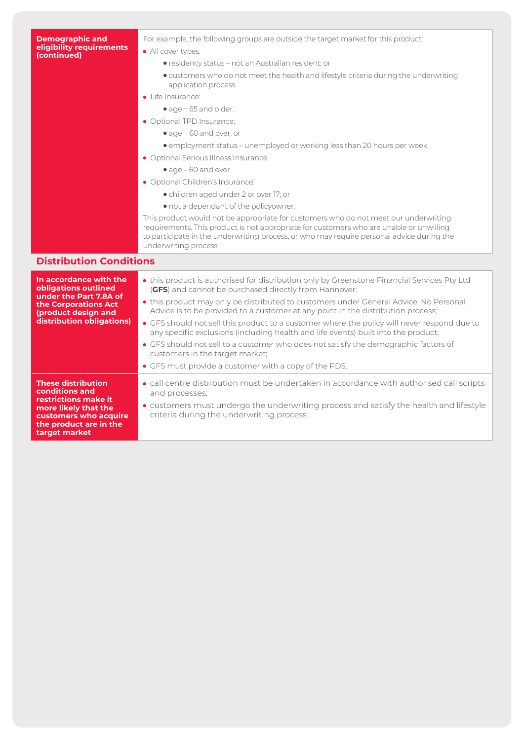| Demographic and eligibility requirements (continued) | For example, the following groups are outside the target market for this product:<br>• All cover types:<br>  • residency status – not an Australian resident; or<br>  • customers who do not meet the health and lifestyle criteria during the underwriting application process.<br>• Life Insurance:<br>  • age – 65 and older.<br>• Optional TPD Insurance:<br>  • age – 60 and over; or<br>  • employment status – unemployed or working less than 20 hours per week.<br>• Optional Serious Illness Insurance<br>  • age – 60 and over.<br>• Optional Children's Insurance:<br>  • children aged under 2 or over 17; or<br>  • not a dependant of the policyowner.<br>This product would not be appropriate for customers who do not meet our underwriting requirements. This product is not appropriate for customers who are unable or unwilling to participate in the underwriting process, or who may require personal advice during the underwriting process. |
|---|---|

## Distribution Conditions

| In accordance with the obligations outlined under the Part 7.8A of the Corporations Act (product design and distribution obligations) | • this product is authorised for distribution only by Greenstone Financial Services Pty Ltd (**GFS**) and cannot be purchased directly from Hannover;<br>• this product may only be distributed to customers under General Advice. No Personal Advice is to be provided to a customer at any point in the distribution process;<br>• GFS should not sell this product to a customer where the policy will never respond due to any specific exclusions (including health and life events) built into the product;<br>• GFS should not sell to a customer who does not satisfy the demographic factors of customers in the target market;<br>• GFS must provide a customer with a copy of the PDS. |
|---|---|
| These distribution conditions and restrictions make it more likely that the customers who acquire the product are in the target market | • call centre distribution must be undertaken in accordance with authorised call scripts and processes;<br>• customers must undergo the underwriting process and satisfy the health and lifestyle criteria during the underwriting process. |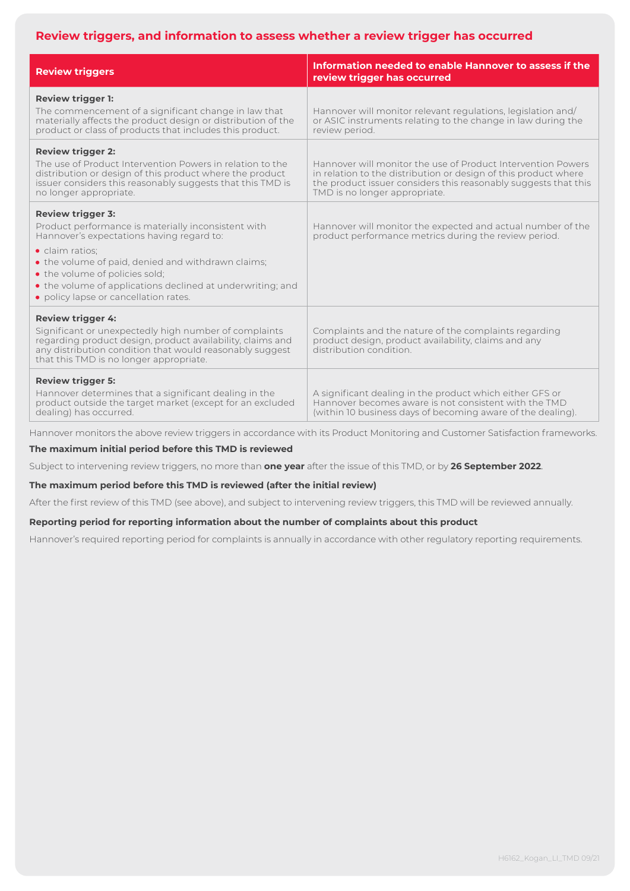## Review triggers, and information to assess whether a review trigger has occurred

| Review triggers | Information needed to enable Hannover to assess if the review trigger has occurred |
| --- | --- |
| **Review trigger 1:**<br>The commencement of a significant change in law that materially affects the product design or distribution of the product or class of products that includes this product. | Hannover will monitor relevant regulations, legislation and/or ASIC instruments relating to the change in law during the review period. |
| **Review trigger 2:**<br>The use of Product Intervention Powers in relation to the distribution or design of this product where the product issuer considers this reasonably suggests that this TMD is no longer appropriate. | Hannover will monitor the use of Product Intervention Powers in relation to the distribution or design of this product where the product issuer considers this reasonably suggests that this TMD is no longer appropriate. |
| **Review trigger 3:**<br>Product performance is materially inconsistent with Hannover's expectations having regard to:<br>• claim ratios;<br>• the volume of paid, denied and withdrawn claims;<br>• the volume of policies sold;<br>• the volume of applications declined at underwriting; and<br>• policy lapse or cancellation rates. | Hannover will monitor the expected and actual number of the product performance metrics during the review period. |
| **Review trigger 4:**<br>Significant or unexpectedly high number of complaints regarding product design, product availability, claims and any distribution condition that would reasonably suggest that this TMD is no longer appropriate. | Complaints and the nature of the complaints regarding product design, product availability, claims and any distribution condition. |
| **Review trigger 5:**<br>Hannover determines that a significant dealing in the product outside the target market (except for an excluded dealing) has occurred. | A significant dealing in the product which either GFS or Hannover becomes aware is not consistent with the TMD (within 10 business days of becoming aware of the dealing). |

Hannover monitors the above review triggers in accordance with its Product Monitoring and Customer Satisfaction frameworks.

**The maximum initial period before this TMD is reviewed**

Subject to intervening review triggers, no more than **one year** after the issue of this TMD, or by **26 September 2022**.

**The maximum period before this TMD is reviewed (after the initial review)**

After the first review of this TMD (see above), and subject to intervening review triggers, this TMD will be reviewed annually.

**Reporting period for reporting information about the number of complaints about this product**

Hannover's required reporting period for complaints is annually in accordance with other regulatory reporting requirements.

H6162_Kogan_LI_TMD 09/21